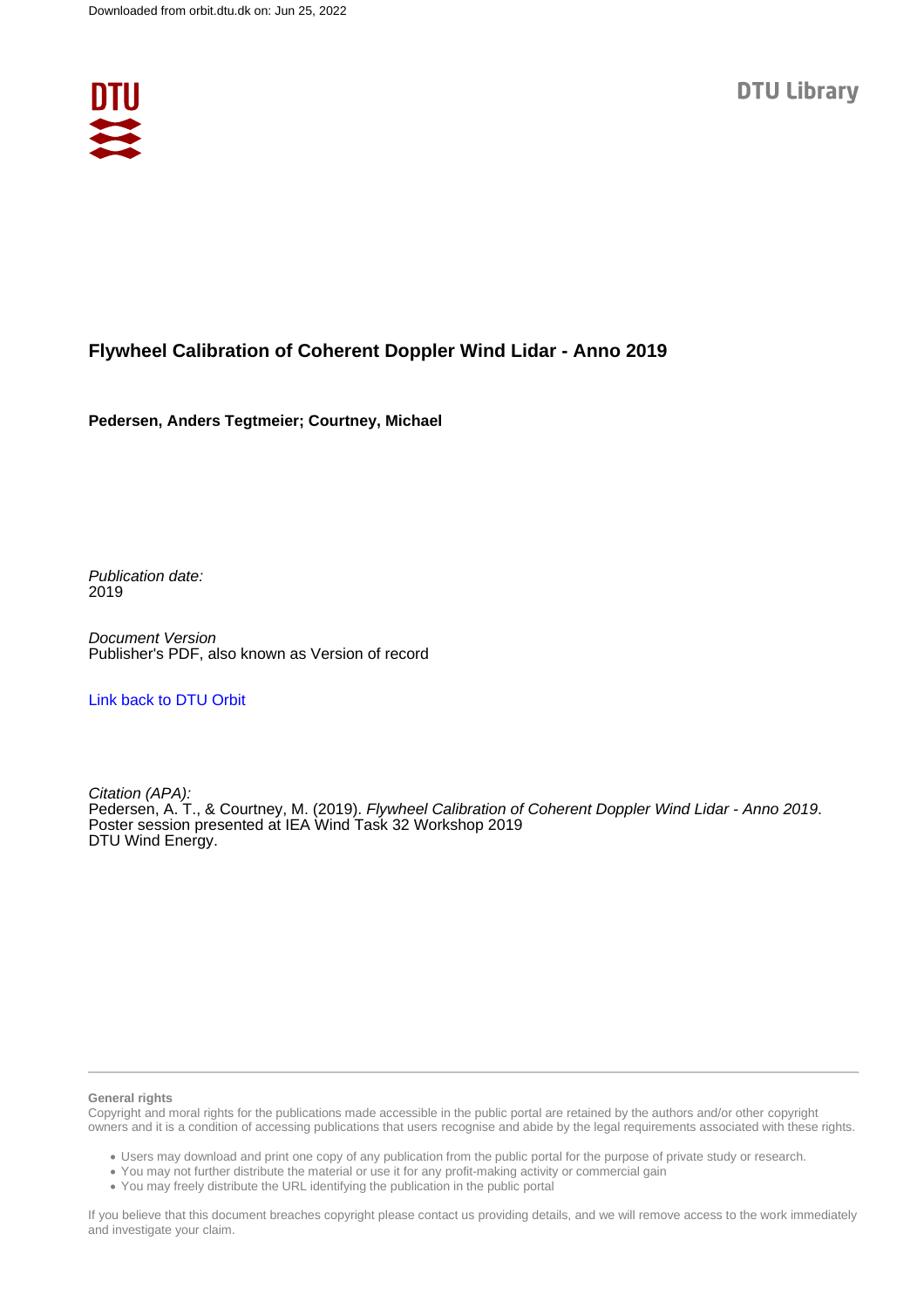Downloaded from orbit.dtu.dk on: Jun 25, 2022

DTU Library

# Flywheel Calibration of Coherent Doppler Wind Lidar - Anno 2019

**Pedersen, Anders Tegtmeier; Courtney, Michael**

*Publication date:*
2019

*Document Version*
Publisher's PDF, also known as Version of record

[Link back to DTU Orbit](https://orbit.dtu.dk)

*Citation (APA):*
Pedersen, A. T., & Courtney, M. (2019). *Flywheel Calibration of Coherent Doppler Wind Lidar - Anno 2019*. Poster session presented at IEA Wind Task 32 Workshop 2019
DTU Wind Energy.

---

**General rights**
Copyright and moral rights for the publications made accessible in the public portal are retained by the authors and/or other copyright owners and it is a condition of accessing publications that users recognise and abide by the legal requirements associated with these rights.

- Users may download and print one copy of any publication from the public portal for the purpose of private study or research.
- You may not further distribute the material or use it for any profit-making activity or commercial gain
- You may freely distribute the URL identifying the publication in the public portal

If you believe that this document breaches copyright please contact us providing details, and we will remove access to the work immediately and investigate your claim.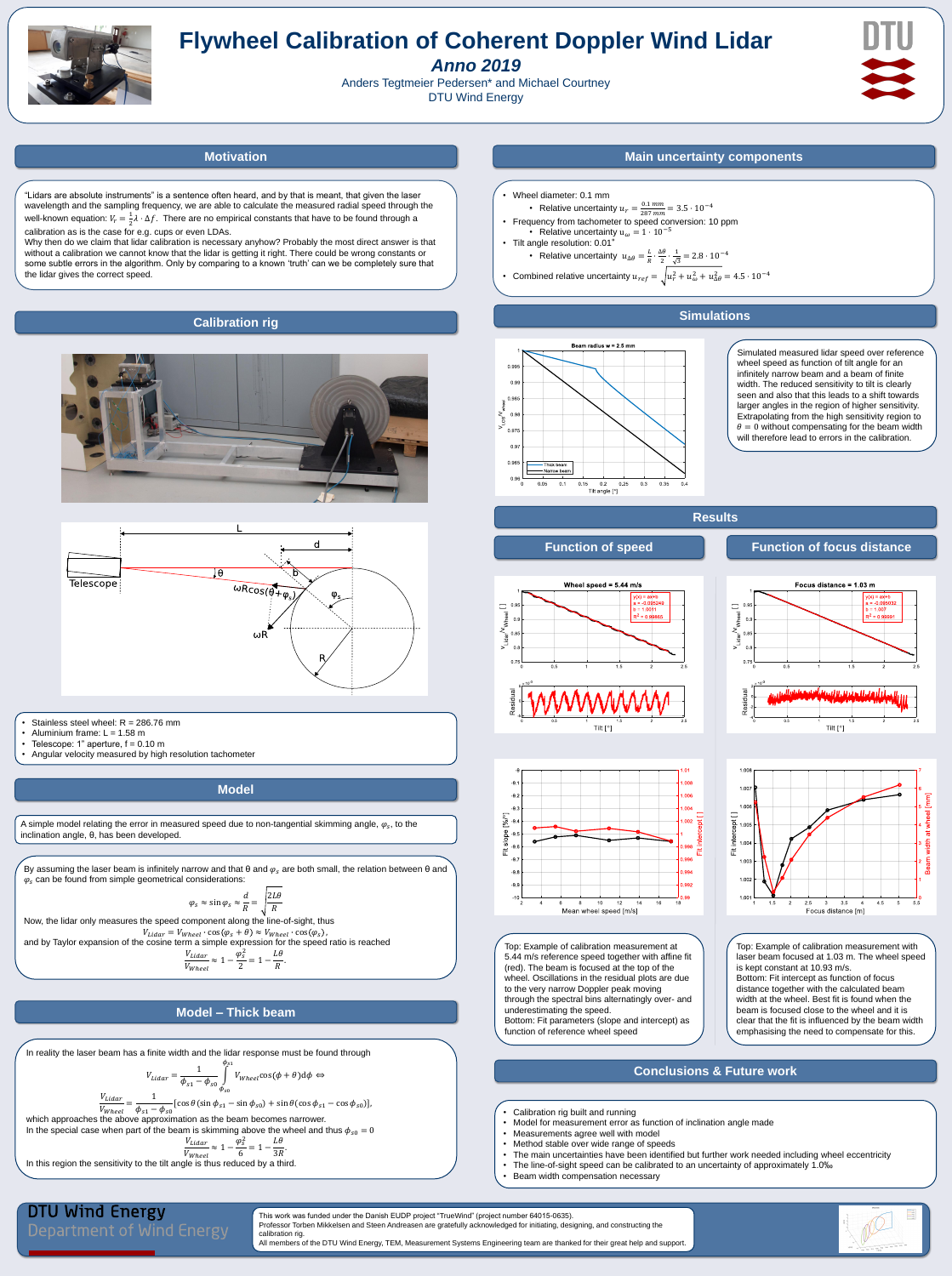# Flywheel Calibration of Coherent Doppler Wind Lidar

## *Anno 2019*

Anders Tegtmeier Pedersen* and Michael Courtney

DTU Wind Energy

## Motivation

"Lidars are absolute instruments" is a sentence often heard, and by that is meant, that given the laser wavelength and the sampling frequency, we are able to calculate the measured radial speed through the well-known equation: $V_r = \frac{1}{2}\lambda \cdot \Delta f$. There are no empirical constants that have to be found through a calibration as is the case for e.g. cups or even LDAs.

Why then do we claim that lidar calibration is necessary anyhow? Probably the most direct answer is that without a calibration we cannot know that the lidar is getting it right. There could be wrong constants or some subtle errors in the algorithm. Only by comparing to a known 'truth' can we be completely sure that the lidar gives the correct speed.

## Calibration rig

L

d

Telescope

θ

b

$\omega R\cos(\theta+\varphi_s)$

$\varphi_s$

ωR

R

- Stainless steel wheel: R = 286.76 mm
- Aluminium frame: L = 1.58 m
- Telescope: 1" aperture, f = 0.10 m
- Angular velocity measured by high resolution tachometer

## Model

A simple model relating the error in measured speed due to non-tangential skimming angle, $\varphi_s$, to the inclination angle, θ, has been developed.

By assuming the laser beam is infinitely narrow and that θ and $\varphi_s$ are both small, the relation between θ and $\varphi_s$ can be found from simple geometrical considerations:

$$\varphi_s \approx \sin\varphi_s \approx \frac{d}{R} = \sqrt{\frac{2L\theta}{R}}$$

Now, the lidar only measures the speed component along the line-of-sight, thus

$$V_{Lidar} = V_{Wheel}\cdot\cos(\varphi_s+\theta) \approx V_{Wheel}\cdot\cos(\varphi_s),$$

and by Taylor expansion of the cosine term a simple expression for the speed ratio is reached

$$\frac{V_{Lidar}}{V_{Wheel}} \approx 1-\frac{\varphi_s^2}{2} = 1-\frac{L\theta}{R}.$$

## Model – Thick beam

In reality the laser beam has a finite width and the lidar response must be found through

$$V_{Lidar} = \frac{1}{\phi_{s1}-\phi_{s0}}\int_{\phi_{s0}}^{\phi_{s1}} V_{Wheel}\cos(\phi+\theta)\mathrm{d}\phi \Leftrightarrow$$

$$\frac{V_{Lidar}}{V_{Wheel}} = \frac{1}{\phi_{s1}-\phi_{s0}}[\cos\theta(\sin\phi_{s1}-\sin\phi_{s0})+\sin\theta(\cos\phi_{s1}-\cos\phi_{s0})],$$

which approaches the above approximation as the beam becomes narrower.

In the special case when part of the beam is skimming above the wheel and thus $\phi_{s0}=0$

$$\frac{V_{Lidar}}{V_{Wheel}} \approx 1-\frac{\varphi_s^2}{6} = 1-\frac{L\theta}{3R}.$$

In this region the sensitivity to the tilt angle is thus reduced by a third.

## Main uncertainty components

- Wheel diameter: 0.1 mm
  - Relative uncertainty $u_r = \frac{0.1\,mm}{287\,mm} = 3.5\cdot10^{-4}$
- Frequency from tachometer to speed conversion: 10 ppm
  - Relative uncertainty $u_\omega = 1\cdot10^{-5}$
- Tilt angle resolution: 0.01°
  - Relative uncertainty $u_{\Delta\theta} = \frac{L}{R}\cdot\frac{\Delta\theta}{2}\cdot\frac{1}{\sqrt{3}} = 2.8\cdot10^{-4}$
- Combined relative uncertainty $u_{ref} = \sqrt{u_r^2+u_\omega^2+u_{\Delta\theta}^2} = 4.5\cdot10^{-4}$

## Simulations

Beam radius w = 2.5 mm

Thick beam
Narrow beam

Tilt angle [°]

Simulated measured lidar speed over reference wheel speed as function of tilt angle for an infinitely narrow beam and a beam of finite width. The reduced sensitivity to tilt is clearly seen and also that this leads to a shift towards larger angles in the region of higher sensitivity. Extrapolating from the high sensitivity region to $\theta = 0$ without compensating for the beam width will therefore lead to errors in the calibration.

## Results

### Function of speed

Wheel speed = 5.44 m/s

y(x) = ax+b
a = -0.035249
b = 1.0011
R² = 0.99865

Residual

Tilt [°]

Fit slope [%/°]
Fit intercept [ ]
Mean wheel speed [m/s]

Top: Example of calibration measurement at 5.44 m/s reference speed together with affine fit (red). The beam is focused at the top of the wheel. Oscillations in the residual plots are due to the very narrow Doppler peak moving through the spectral bins alternatingly over- and underestimating the speed.

Bottom: Fit parameters (slope and intercept) as function of reference wheel speed

### Function of focus distance

Focus distance = 1.03 m

y(x) = ax+b
a = -0.095032
b = 1.007
R² = 0.99991

Residual

Tilt [°]

Fit intercept [ ]
Beam width at wheel [mm]
Focus distance [m]

Top: Example of calibration measurement with laser beam focused at 1.03 m. The wheel speed is kept constant at 10.93 m/s.

Bottom: Fit intercept as function of focus distance together with the calculated beam width at the wheel. Best fit is found when the beam is focused close to the wheel and it is clear that the fit is influenced by the beam width emphasising the need to compensate for this.

## Conclusions & Future work

- Calibration rig built and running
- Model for measurement error as function of inclination angle made
- Measurements agree well with model
- Method stable over wide range of speeds
- The main uncertainties have been identified but further work needed including wheel eccentricity
- The line-of-sight speed can be calibrated to an uncertainty of approximately 1.0‰
- Beam width compensation necessary

DTU Wind Energy
Department of Wind Energy

This work was funded under the Danish EUDP project "TrueWind" (project number 64015-0635).
Professor Torben Mikkelsen and Steen Andreasen are gratefully acknowledged for initiating, designing, and constructing the calibration rig.
All members of the DTU Wind Energy, TEM, Measurement Systems Engineering team are thanked for their great help and support.